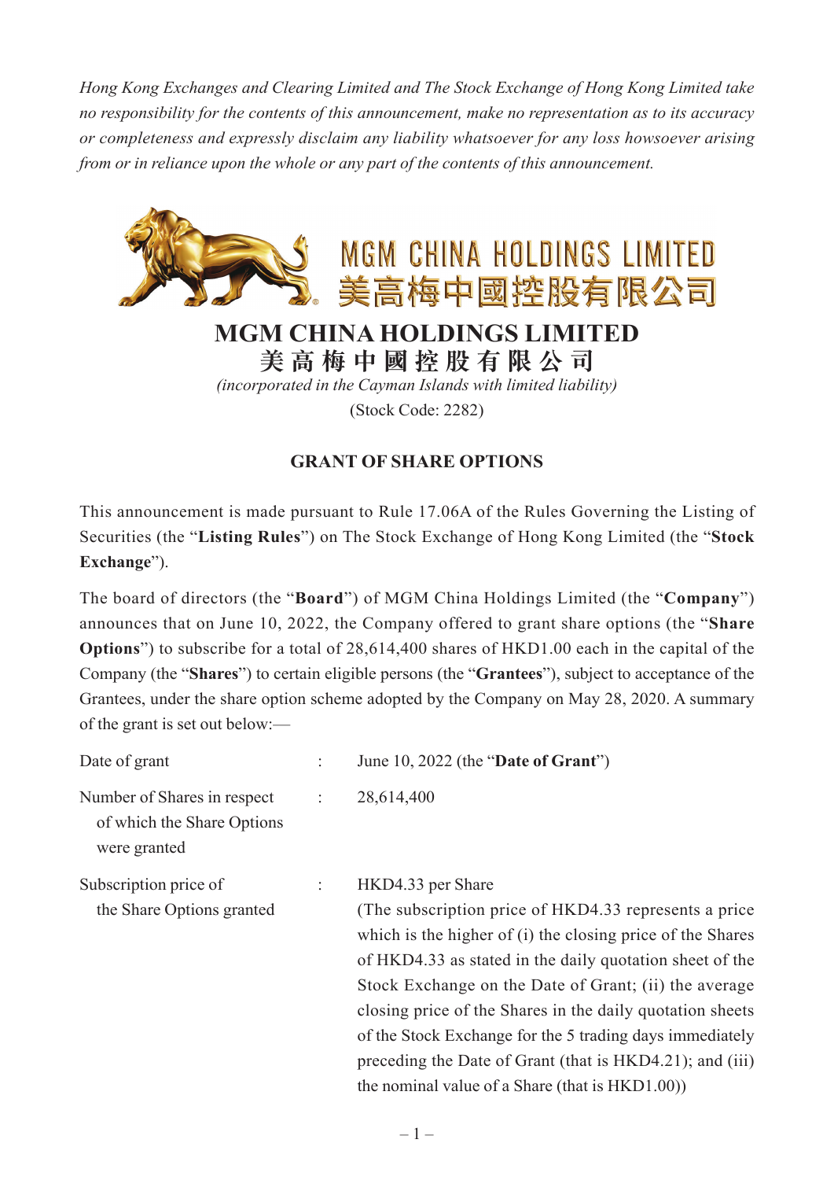*Hong Kong Exchanges and Clearing Limited and The Stock Exchange of Hong Kong Limited take no responsibility for the contents of this announcement, make no representation as to its accuracy or completeness and expressly disclaim any liability whatsoever for any loss howsoever arising from or in reliance upon the whole or any part of the contents of this announcement.*

MGM CHINA HOLDINGS LIMITED
美高梅中國控股有限公司

# MGM CHINA HOLDINGS LIMITED
# 美 高 梅 中 國 控 股 有 限 公 司

*(incorporated in the Cayman Islands with limited liability)*

(Stock Code: 2282)

## GRANT OF SHARE OPTIONS

This announcement is made pursuant to Rule 17.06A of the Rules Governing the Listing of Securities (the "**Listing Rules**") on The Stock Exchange of Hong Kong Limited (the "**Stock Exchange**").

The board of directors (the "**Board**") of MGM China Holdings Limited (the "**Company**") announces that on June 10, 2022, the Company offered to grant share options (the "**Share Options**") to subscribe for a total of 28,614,400 shares of HKD1.00 each in the capital of the Company (the "**Shares**") to certain eligible persons (the "**Grantees**"), subject to acceptance of the Grantees, under the share option scheme adopted by the Company on May 28, 2020. A summary of the grant is set out below:—

| | | |
|---|---|---|
| Date of grant | : | June 10, 2022 (the "**Date of Grant**") |
| Number of Shares in respect of which the Share Options were granted | : | 28,614,400 |
| Subscription price of the Share Options granted | : | HKD4.33 per Share<br>(The subscription price of HKD4.33 represents a price which is the higher of (i) the closing price of the Shares of HKD4.33 as stated in the daily quotation sheet of the Stock Exchange on the Date of Grant; (ii) the average closing price of the Shares in the daily quotation sheets of the Stock Exchange for the 5 trading days immediately preceding the Date of Grant (that is HKD4.21); and (iii) the nominal value of a Share (that is HKD1.00)) |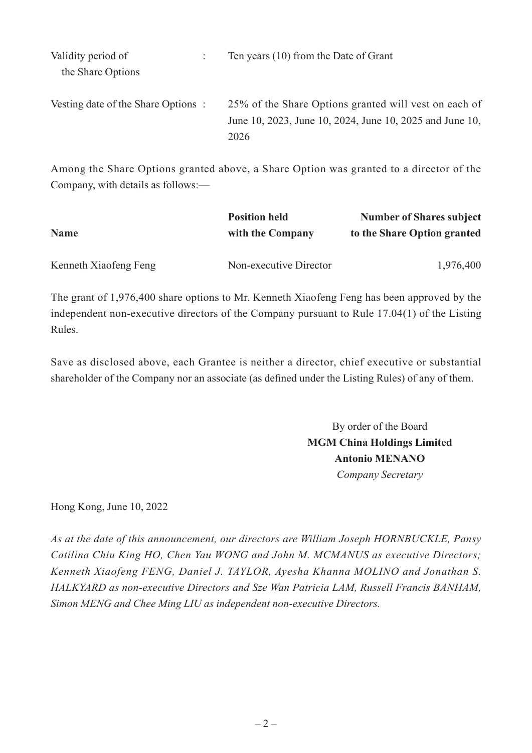| | | |
|---|---|---|
| Validity period of the Share Options | : | Ten years (10) from the Date of Grant |
| Vesting date of the Share Options | : | 25% of the Share Options granted will vest on each of June 10, 2023, June 10, 2024, June 10, 2025 and June 10, 2026 |

Among the Share Options granted above, a Share Option was granted to a director of the Company, with details as follows:—

| Name | Position held with the Company | Number of Shares subject to the Share Option granted |
|---|---|---|
| Kenneth Xiaofeng Feng | Non-executive Director | 1,976,400 |

The grant of 1,976,400 share options to Mr. Kenneth Xiaofeng Feng has been approved by the independent non-executive directors of the Company pursuant to Rule 17.04(1) of the Listing Rules.

Save as disclosed above, each Grantee is neither a director, chief executive or substantial shareholder of the Company nor an associate (as defined under the Listing Rules) of any of them.

By order of the Board
**MGM China Holdings Limited**
**Antonio MENANO**
*Company Secretary*

Hong Kong, June 10, 2022

*As at the date of this announcement, our directors are William Joseph HORNBUCKLE, Pansy Catilina Chiu King HO, Chen Yau WONG and John M. MCMANUS as executive Directors; Kenneth Xiaofeng FENG, Daniel J. TAYLOR, Ayesha Khanna MOLINO and Jonathan S. HALKYARD as non-executive Directors and Sze Wan Patricia LAM, Russell Francis BANHAM, Simon MENG and Chee Ming LIU as independent non-executive Directors.*